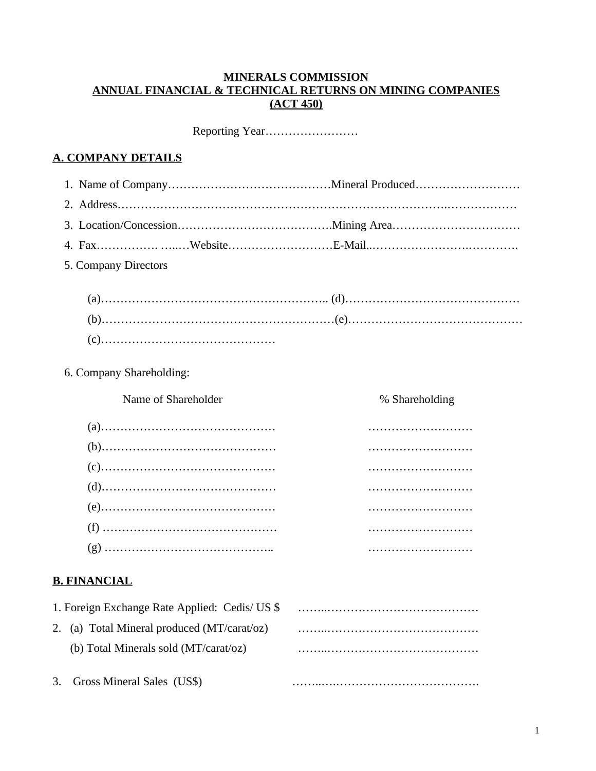**MINERALS COMMISSION**
**ANNUAL FINANCIAL & TECHNICAL RETURNS ON MINING COMPANIES**
**(ACT 450)**

Reporting Year……………………

## A. COMPANY DETAILS

1. Name of Company……………………………………Mineral Produced………………………
2. Address……………………………………………………………………………..………………
3. Location/Concession………………………………….Mining Area……………………………
4. Fax……………. …..…Website………………………E-Mail..……………………..…………
5. Company Directors

   (a)………………………………………………….. (d)………………………………………
   (b)…………………………………………………(e)………………………………………
   (c)………………………………………

6. Company Shareholding:

| Name of Shareholder | % Shareholding |
|---|---|
| (a)……………………………………… | ……………………… |
| (b)……………………………………… | ……………………… |
| (c)……………………………………… | ……………………… |
| (d)……………………………………… | ……………………… |
| (e)……………………………………… | ……………………… |
| (f) ……………………………………… | ……………………… |
| (g) …………………………………….. | ……………………… |

## B. FINANCIAL

1. Foreign Exchange Rate Applied: Cedis/ US $ ……..…………………………………
2. (a) Total Mineral produced (MT/carat/oz) ……..…………………………………
   (b) Total Minerals sold (MT/carat/oz) ……..…………………………………

3. Gross Mineral Sales (US$) ……..…..……………………………….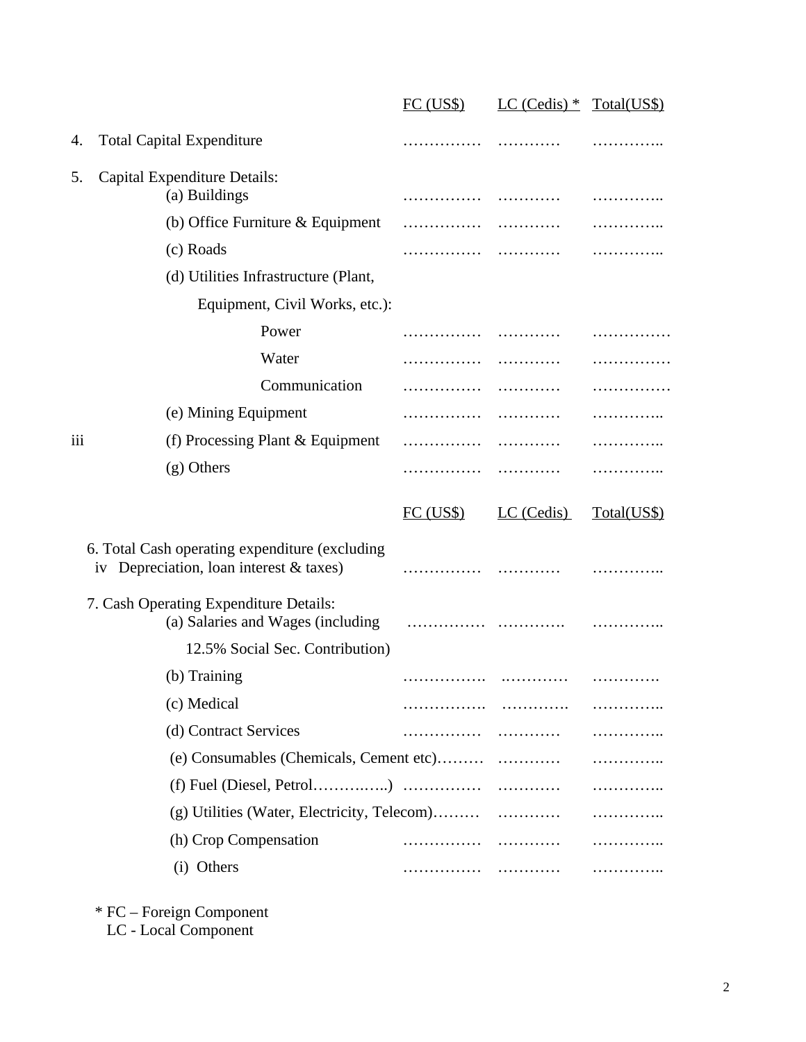| | FC (US$) | LC (Cedis) * | Total(US$) |
|---|---|---|---|
| 4. Total Capital Expenditure | …………… | ………… | ………….. |
| 5. Capital Expenditure Details: | | | |
| (a) Buildings | …………… | ………… | ………….. |
| (b) Office Furniture & Equipment | …………… | ………… | ………….. |
| (c) Roads | …………… | ………… | ………….. |
| (d) Utilities Infrastructure (Plant, Equipment, Civil Works, etc.): | | | |
| Power | …………… | ………… | …………… |
| Water | …………… | ………… | …………… |
| Communication | …………… | ………… | …………… |
| (e) Mining Equipment | …………… | ………… | ………….. |
| iii (f) Processing Plant & Equipment | …………… | ………… | ………….. |
| (g) Others | …………… | ………… | ………….. |

| | FC (US$) | LC (Cedis) | Total(US$) |
|---|---|---|---|
| 6. Total Cash operating expenditure (excluding iv Depreciation, loan interest & taxes) | …………… | ………… | ………….. |
| 7. Cash Operating Expenditure Details: | | | |
| (a) Salaries and Wages (including 12.5% Social Sec. Contribution) | …………… | …………. | ………….. |
| (b) Training | ……………. | .………… | …………. |
| (c) Medical | ……………. | …………. | ………….. |
| (d) Contract Services | …………… | ………… | ………….. |
| (e) Consumables (Chemicals, Cement etc) | ……… | ………… | ………….. |
| (f) Fuel (Diesel, Petrol…………..) | …………… | ………… | ………….. |
| (g) Utilities (Water, Electricity, Telecom) | ……… | ………… | ………….. |
| (h) Crop Compensation | …………… | ………… | ………….. |
| (i) Others | …………… | ………… | ………….. |

* FC – Foreign Component
LC - Local Component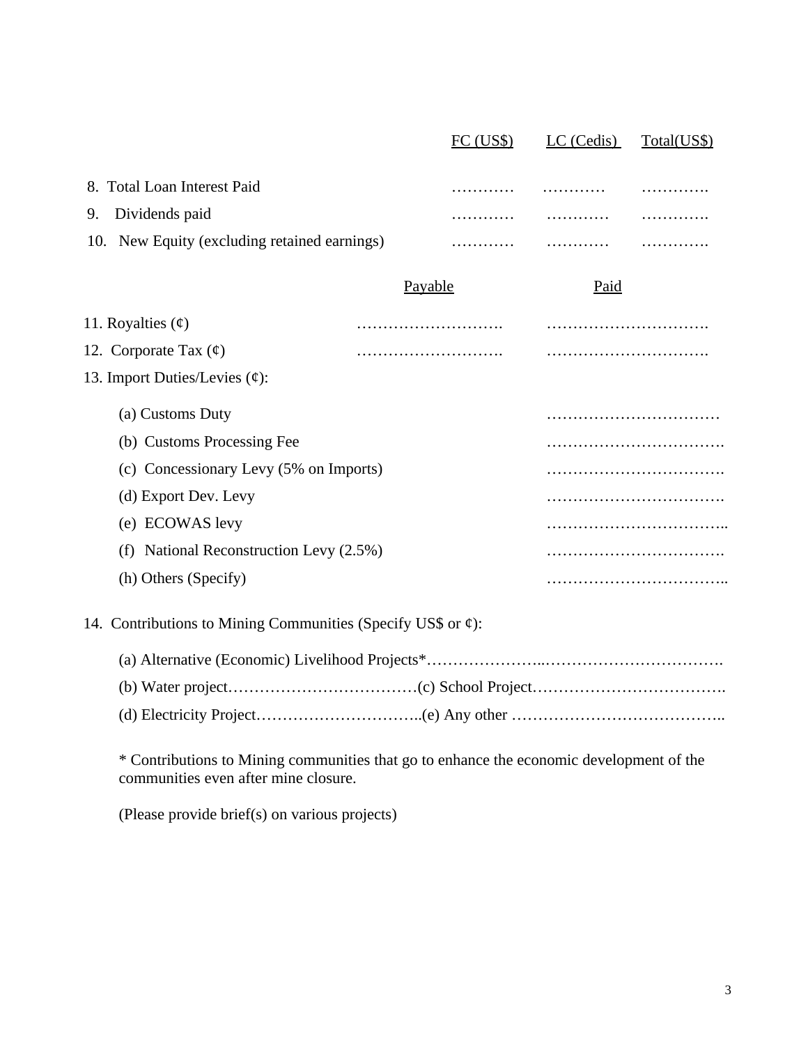| | FC (US$) | LC (Cedis) | Total(US$) |
|---|---|---|---|
| 8. Total Loan Interest Paid | ………… | ………… | …………. |
| 9. Dividends paid | ………… | ………… | …………. |
| 10. New Equity (excluding retained earnings) | ………… | ………… | …………. |

| | Payable | Paid |
|---|---|---|
| 11. Royalties (¢) | ………………………. | …………………………. |
| 12. Corporate Tax (¢) | ………………………. | …………………………. |

13. Import Duties/Levies (¢):

| | |
|---|---|
| (a) Customs Duty | …………………………… |
| (b) Customs Processing Fee | ……………………………. |
| (c) Concessionary Levy (5% on Imports) | ……………………………. |
| (d) Export Dev. Levy | ……………………………. |
| (e) ECOWAS levy | …………………………….. |
| (f) National Reconstruction Levy (2.5%) | ……………………………. |
| (h) Others (Specify) | …………………………….. |

14. Contributions to Mining Communities (Specify US$ or ¢):

(a) Alternative (Economic) Livelihood Projects*…………………..…………………………….

(b) Water project………………………………(c) School Project……………………………….

(d) Electricity Project…………………………..(e) Any other …………………………………..

\* Contributions to Mining communities that go to enhance the economic development of the communities even after mine closure.

(Please provide brief(s) on various projects)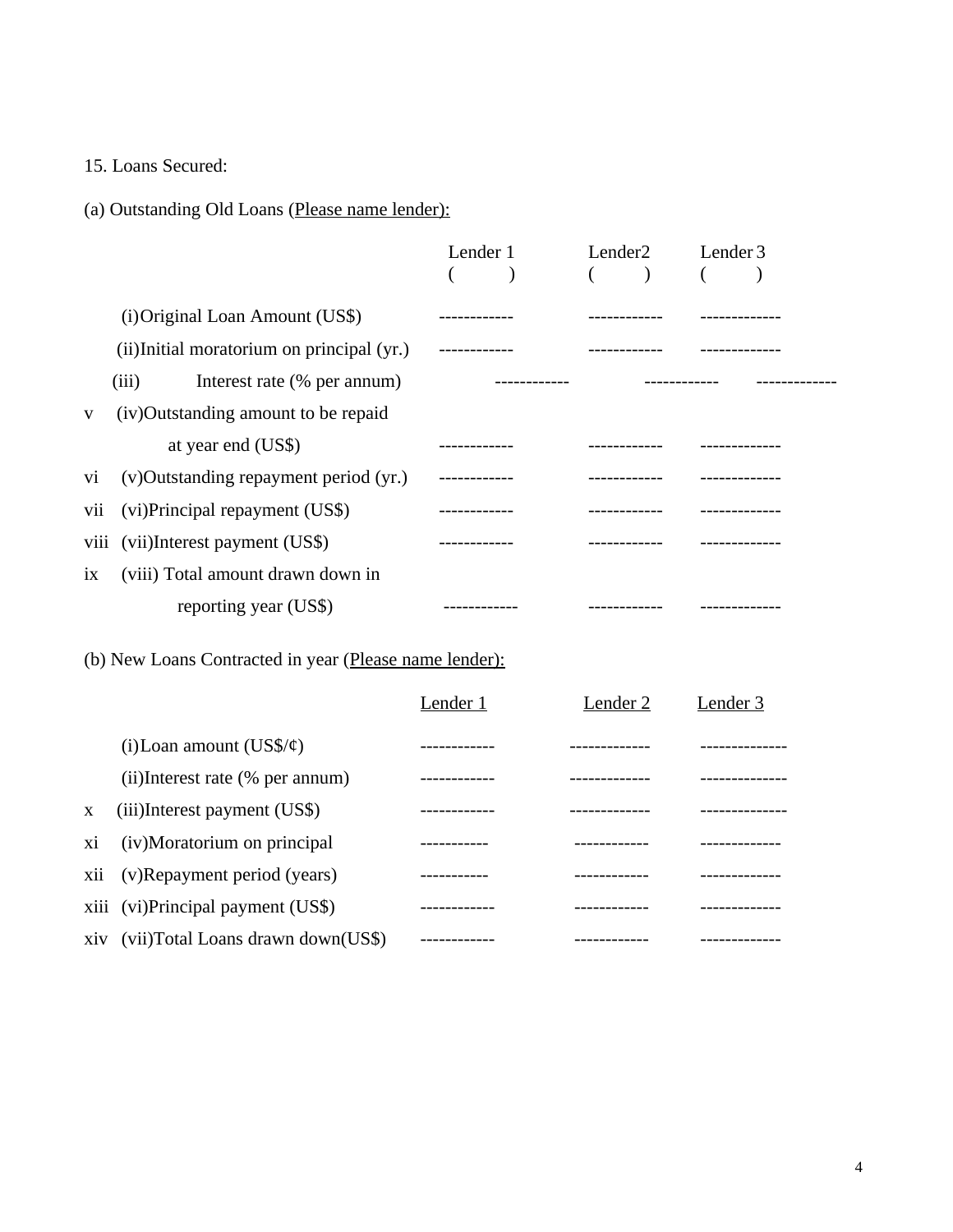15. Loans Secured:

(a) Outstanding Old Loans (<u>Please name lender):</u>

| | Lender 1 (          ) | Lender2 (          ) | Lender 3 (          ) |
|---|---|---|---|
| (i) Original Loan Amount (US$) | ------------ | ------------ | ------------- |
| (ii) Initial moratorium on principal (yr.) | ------------ | ------------ | ------------- |
| (iii) Interest rate (% per annum) | ------------ | ------------ | ------------- |
| v (iv) Outstanding amount to be repaid at year end (US$) | ------------ | ------------ | ------------- |
| vi (v) Outstanding repayment period (yr.) | ------------ | ------------ | ------------- |
| vii (vi) Principal repayment (US$) | ------------ | ------------ | ------------- |
| viii (vii) Interest payment (US$) | ------------ | ------------ | ------------- |
| ix (viii) Total amount drawn down in reporting year (US$) | ------------ | ------------ | ------------- |

(b) New Loans Contracted in year (<u>Please name lender):</u>

| | <u>Lender 1</u> | <u>Lender 2</u> | <u>Lender 3</u> |
|---|---|---|---|
| (i) Loan amount (US$/¢) | ------------ | ------------- | -------------- |
| (ii) Interest rate (% per annum) | ------------ | ------------- | -------------- |
| x (iii) Interest payment (US$) | ------------ | ------------- | -------------- |
| xi (iv) Moratorium on principal | ----------- | ------------ | ------------- |
| xii (v) Repayment period (years) | ----------- | ------------ | ------------- |
| xiii (vi) Principal payment (US$) | ------------ | ------------ | ------------- |
| xiv (vii) Total Loans drawn down(US$) | ------------ | ------------ | ------------- |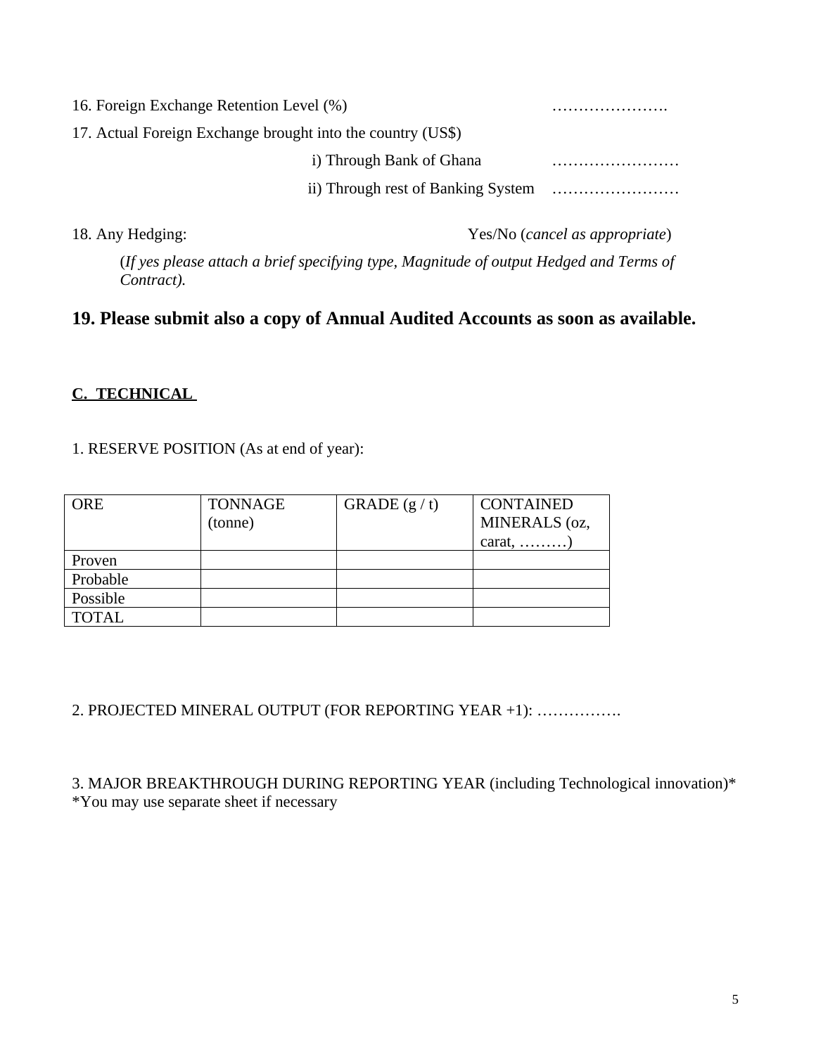16. Foreign Exchange Retention Level (%) ………………….

17. Actual Foreign Exchange brought into the country (US$)

i) Through Bank of Ghana ……………………

ii) Through rest of Banking System ……………………

18. Any Hedging: Yes/No (*cancel as appropriate*)

(*If yes please attach a brief specifying type, Magnitude of output Hedged and Terms of Contract).*

## 19. Please submit also a copy of Annual Audited Accounts as soon as available.

### C. TECHNICAL

1. RESERVE POSITION (As at end of year):

| ORE | TONNAGE (tonne) | GRADE (g / t) | CONTAINED MINERALS (oz, carat, ………) |
|---|---|---|---|
| Proven | | | |
| Probable | | | |
| Possible | | | |
| TOTAL | | | |

2. PROJECTED MINERAL OUTPUT (FOR REPORTING YEAR +1): …………….

3. MAJOR BREAKTHROUGH DURING REPORTING YEAR (including Technological innovation)*
*You may use separate sheet if necessary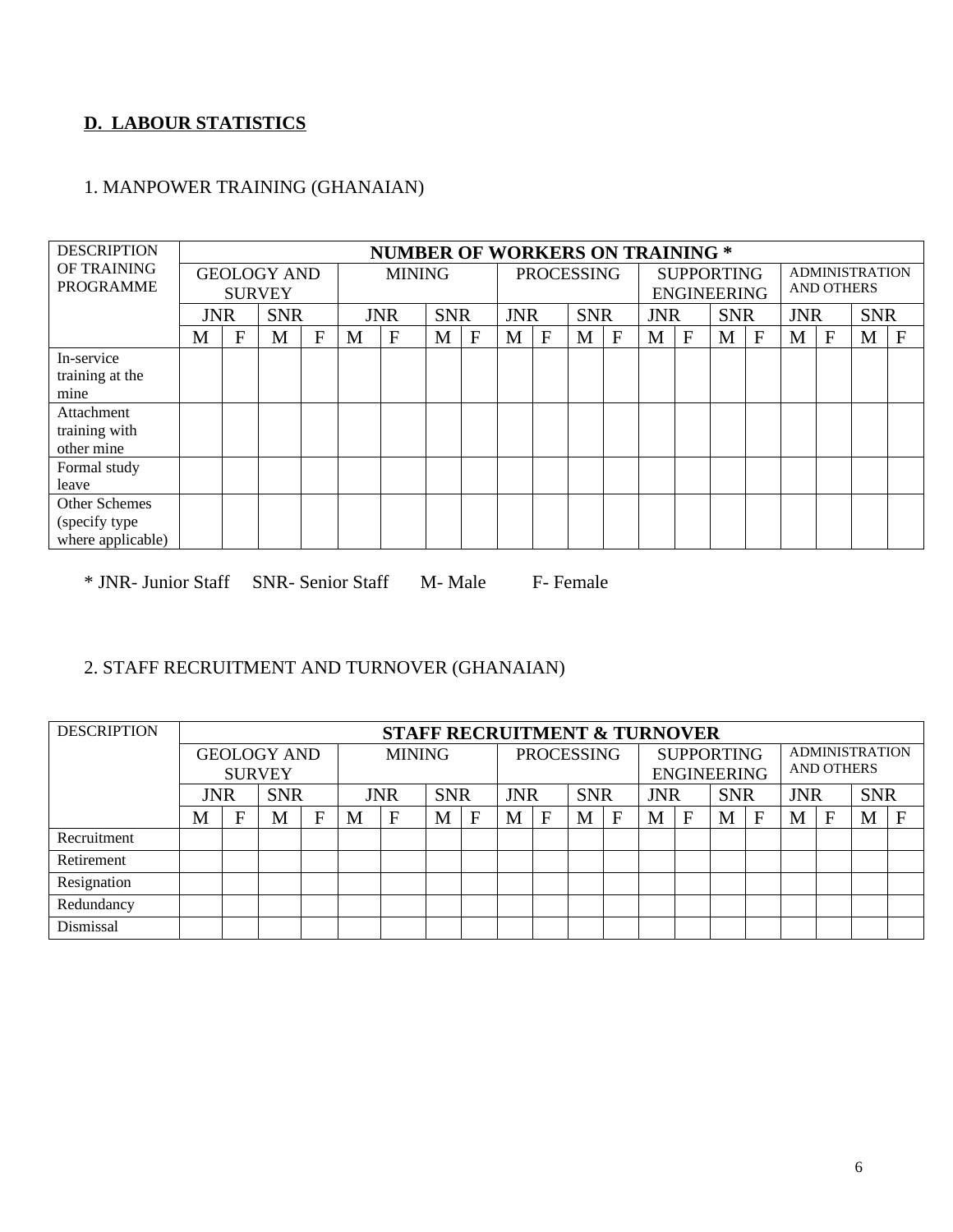## D. LABOUR STATISTICS

### 1. MANPOWER TRAINING (GHANAIAN)

| DESCRIPTION OF TRAINING PROGRAMME | NUMBER OF WORKERS ON TRAINING * | | | | | | | | | | | | | | | | | | | |
|---|---|---|---|---|---|---|---|---|---|---|---|---|---|---|---|---|---|---|---|---|
| | GEOLOGY AND SURVEY | | | | MINING | | | | PROCESSING | | | | SUPPORTING ENGINEERING | | | | ADMINISTRATION AND OTHERS | | | |
| | JNR | | SNR | | JNR | | SNR | | JNR | | SNR | | JNR | | SNR | | JNR | | SNR | |
| | M | F | M | F | M | F | M | F | M | F | M | F | M | F | M | F | M | F | M | F |
| In-service training at the mine | | | | | | | | | | | | | | | | | | | | |
| Attachment training with other mine | | | | | | | | | | | | | | | | | | | | |
| Formal study leave | | | | | | | | | | | | | | | | | | | | |
| Other Schemes (specify type where applicable) | | | | | | | | | | | | | | | | | | | | |

* JNR- Junior Staff SNR- Senior Staff M- Male F- Female

### 2. STAFF RECRUITMENT AND TURNOVER (GHANAIAN)

| DESCRIPTION | STAFF RECRUITMENT & TURNOVER | | | | | | | | | | | | | | | | | | | |
|---|---|---|---|---|---|---|---|---|---|---|---|---|---|---|---|---|---|---|---|---|
| | GEOLOGY AND SURVEY | | | | MINING | | | | PROCESSING | | | | SUPPORTING ENGINEERING | | | | ADMINISTRATION AND OTHERS | | | |
| | JNR | | SNR | | JNR | | SNR | | JNR | | SNR | | JNR | | SNR | | JNR | | SNR | |
| | M | F | M | F | M | F | M | F | M | F | M | F | M | F | M | F | M | F | M | F |
| Recruitment | | | | | | | | | | | | | | | | | | | | |
| Retirement | | | | | | | | | | | | | | | | | | | | |
| Resignation | | | | | | | | | | | | | | | | | | | | |
| Redundancy | | | | | | | | | | | | | | | | | | | | |
| Dismissal | | | | | | | | | | | | | | | | | | | | |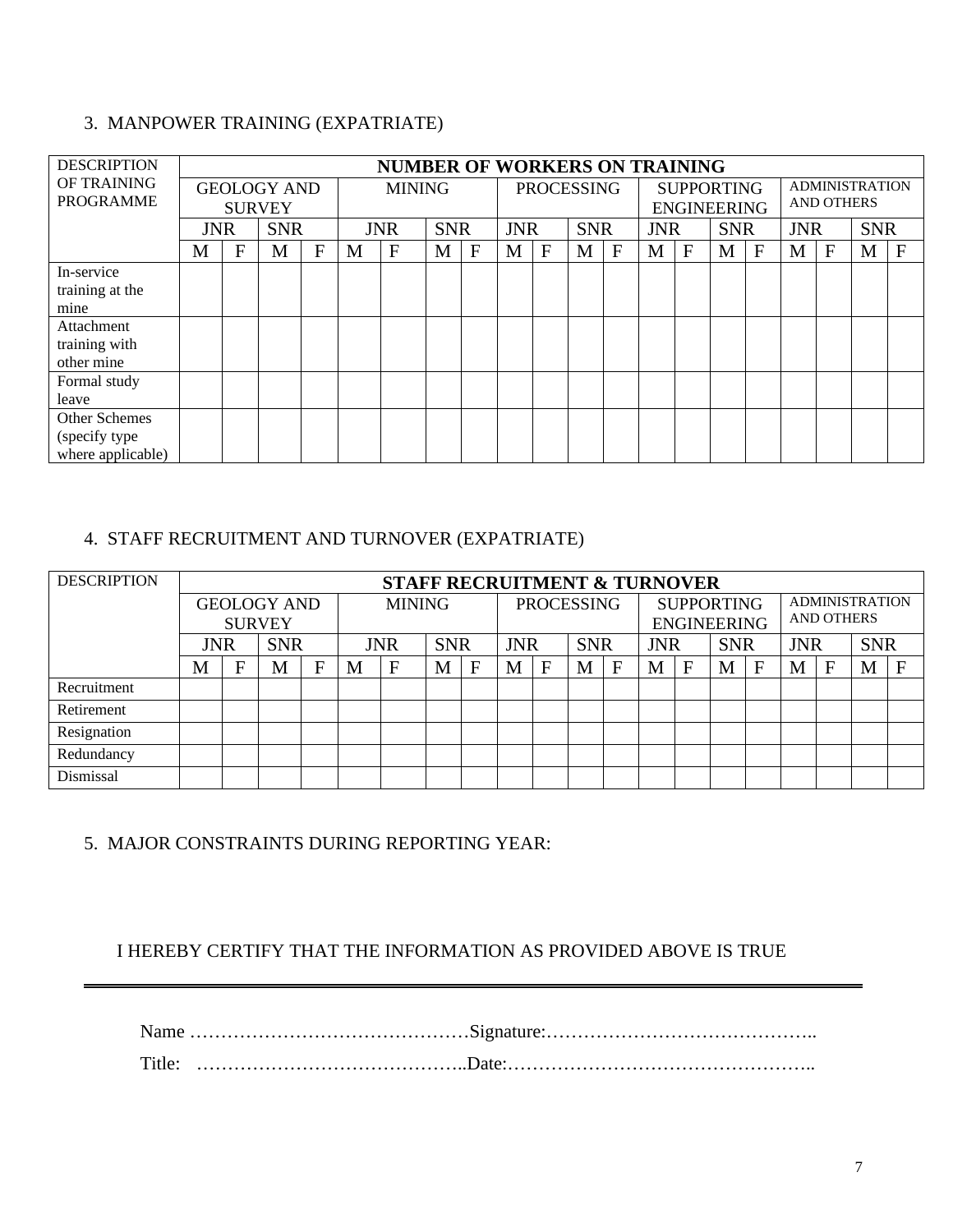## 3. MANPOWER TRAINING (EXPATRIATE)

| DESCRIPTION OF TRAINING PROGRAMME | NUMBER OF WORKERS ON TRAINING | | | | | | | | | | | | | | | | | | | |
|---|---|---|---|---|---|---|---|---|---|---|---|---|---|---|---|---|---|---|---|---|
| | GEOLOGY AND SURVEY | | | | MINING | | | | PROCESSING | | | | SUPPORTING ENGINEERING | | | | ADMINISTRATION AND OTHERS | | | |
| | JNR | | SNR | | JNR | | SNR | | JNR | | SNR | | JNR | | SNR | | JNR | | SNR | |
| | M | F | M | F | M | F | M | F | M | F | M | F | M | F | M | F | M | F | M | F |
| In-service training at the mine | | | | | | | | | | | | | | | | | | | | |
| Attachment training with other mine | | | | | | | | | | | | | | | | | | | | |
| Formal study leave | | | | | | | | | | | | | | | | | | | | |
| Other Schemes (specify type where applicable) | | | | | | | | | | | | | | | | | | | | |

## 4. STAFF RECRUITMENT AND TURNOVER (EXPATRIATE)

| DESCRIPTION | STAFF RECRUITMENT & TURNOVER | | | | | | | | | | | | | | | | | | | |
|---|---|---|---|---|---|---|---|---|---|---|---|---|---|---|---|---|---|---|---|---|
| | GEOLOGY AND SURVEY | | | | MINING | | | | PROCESSING | | | | SUPPORTING ENGINEERING | | | | ADMINISTRATION AND OTHERS | | | |
| | JNR | | SNR | | JNR | | SNR | | JNR | | SNR | | JNR | | SNR | | JNR | | SNR | |
| | M | F | M | F | M | F | M | F | M | F | M | F | M | F | M | F | M | F | M | F |
| Recruitment | | | | | | | | | | | | | | | | | | | | |
| Retirement | | | | | | | | | | | | | | | | | | | | |
| Resignation | | | | | | | | | | | | | | | | | | | | |
| Redundancy | | | | | | | | | | | | | | | | | | | | |
| Dismissal | | | | | | | | | | | | | | | | | | | | |

## 5. MAJOR CONSTRAINTS DURING REPORTING YEAR:

I HEREBY CERTIFY THAT THE INFORMATION AS PROVIDED ABOVE IS TRUE

---

Name ………………………………………Signature:……………………………………..

Title: ……………………………………..Date:…………………………………………..